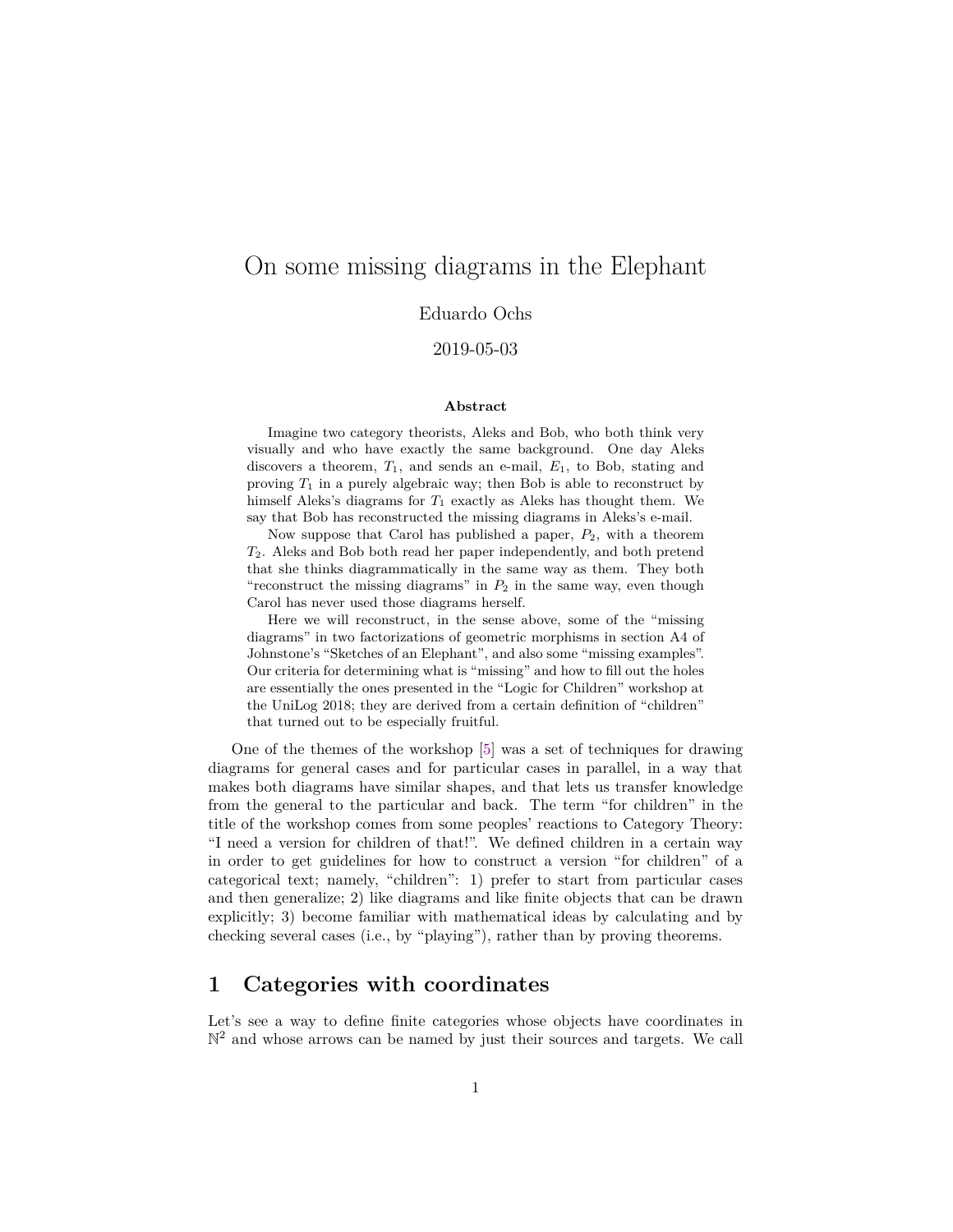# On some missing diagrams in the Elephant

Eduardo Ochs

2019-05-03

**Abstract**

Imagine two category theorists, Aleks and Bob, who both think very visually and who have exactly the same background. One day Aleks discovers a theorem, $T_1$, and sends an e-mail, $E_1$, to Bob, stating and proving $T_1$ in a purely algebraic way; then Bob is able to reconstruct by himself Aleks's diagrams for $T_1$ exactly as Aleks has thought them. We say that Bob has reconstructed the missing diagrams in Aleks's e-mail.

Now suppose that Carol has published a paper, $P_2$, with a theorem $T_2$. Aleks and Bob both read her paper independently, and both pretend that she thinks diagrammatically in the same way as them. They both "reconstruct the missing diagrams" in $P_2$ in the same way, even though Carol has never used those diagrams herself.

Here we will reconstruct, in the sense above, some of the "missing diagrams" in two factorizations of geometric morphisms in section A4 of Johnstone's "Sketches of an Elephant", and also some "missing examples". Our criteria for determining what is "missing" and how to fill out the holes are essentially the ones presented in the "Logic for Children" workshop at the UniLog 2018; they are derived from a certain definition of "children" that turned out to be especially fruitful.

One of the themes of the workshop [5] was a set of techniques for drawing diagrams for general cases and for particular cases in parallel, in a way that makes both diagrams have similar shapes, and that lets us transfer knowledge from the general to the particular and back. The term "for children" in the title of the workshop comes from some peoples' reactions to Category Theory: "I need a version for children of that!". We defined children in a certain way in order to get guidelines for how to construct a version "for children" of a categorical text; namely, "children": 1) prefer to start from particular cases and then generalize; 2) like diagrams and like finite objects that can be drawn explicitly; 3) become familiar with mathematical ideas by calculating and by checking several cases (i.e., by "playing"), rather than by proving theorems.

## 1 Categories with coordinates

Let's see a way to define finite categories whose objects have coordinates in $\mathbb{N}^2$ and whose arrows can be named by just their sources and targets. We call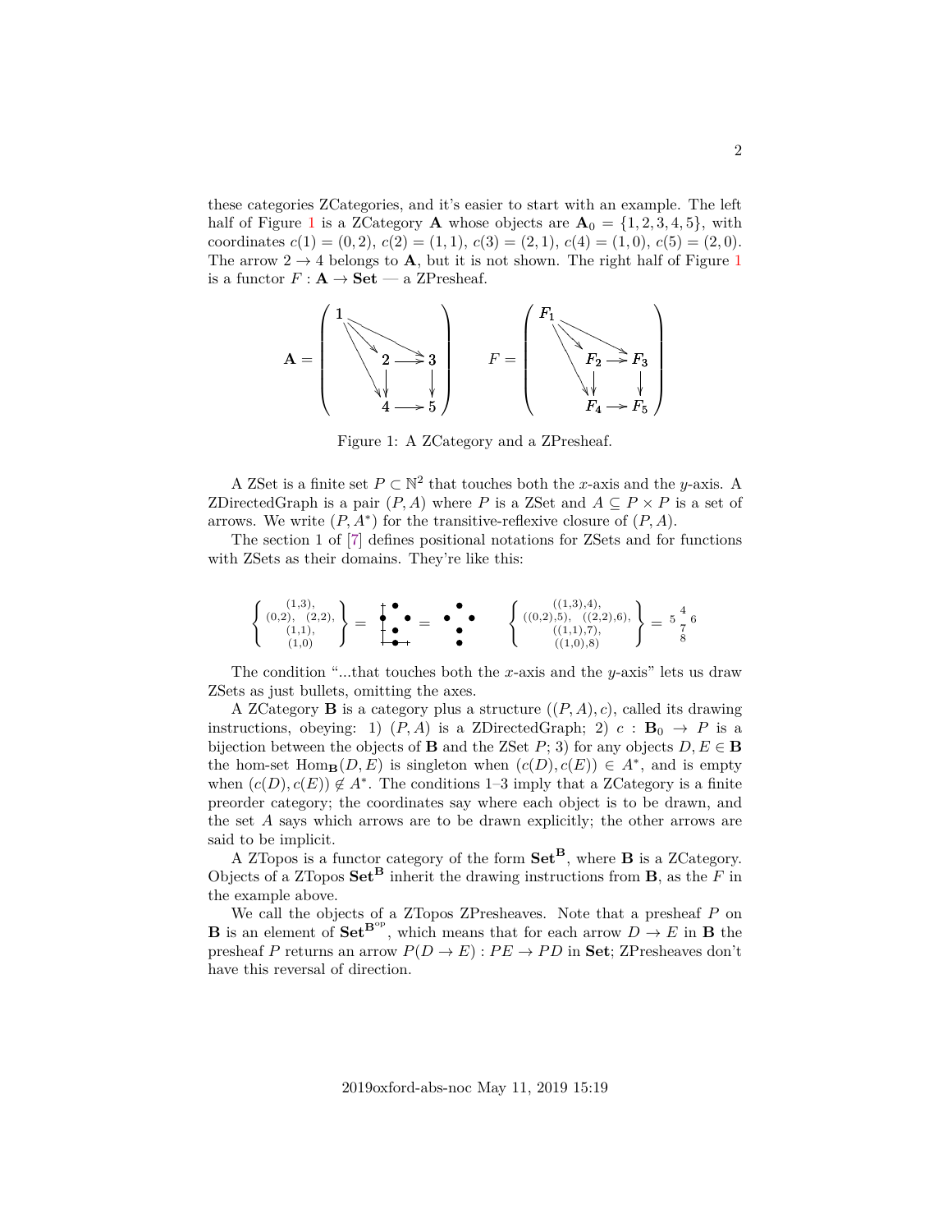these categories ZCategories, and it's easier to start with an example. The left half of Figure 1 is a ZCategory $\mathbf{A}$ whose objects are $\mathbf{A}_0 = \{1,2,3,4,5\}$, with coordinates $c(1) = (0,2)$, $c(2) = (1,1)$, $c(3) = (2,1)$, $c(4) = (1,0)$, $c(5) = (2,0)$. The arrow $2 \to 4$ belongs to $\mathbf{A}$, but it is not shown. The right half of Figure 1 is a functor $F : \mathbf{A} \to \mathbf{Set}$ — a ZPresheaf.

$$\mathbf{A} = \left( \begin{array}{ccc} 1 & & \\ & 2 & \to 3 \\ & \downarrow & \downarrow \\ & 4 & \to 5 \end{array} \right) \qquad F = \left( \begin{array}{ccc} F_1 & & \\ & F_2 & \to F_3 \\ & \downarrow & \downarrow \\ & F_4 & \to F_5 \end{array} \right)$$

Figure 1: A ZCategory and a ZPresheaf.

A ZSet is a finite set $P \subset \mathbb{N}^2$ that touches both the $x$-axis and the $y$-axis. A ZDirectedGraph is a pair $(P, A)$ where $P$ is a ZSet and $A \subseteq P \times P$ is a set of arrows. We write $(P, A^*)$ for the transitive-reflexive closure of $(P, A)$.

The section 1 of [7] defines positional notations for ZSets and for functions with ZSets as their domains. They're like this:

$$\left\{ \begin{array}{c} (1,3), \\ (0,2), \quad (2,2), \\ (1,1), \\ (1,0) \end{array} \right\} = \begin{array}{ccc} & \bullet & \\ \bullet & & \bullet \\ & \bullet & \\ & \bullet & \end{array} = \begin{array}{ccc} & \bullet & \\ \bullet & & \bullet \\ & \bullet & \\ & \bullet & \end{array} \qquad \left\{ \begin{array}{c} ((1,3),4), \\ ((0,2),5), \quad ((2,2),6), \\ ((1,1),7), \\ ((1,0),8) \end{array} \right\} = \begin{array}{ccc} & 4 & \\ 5 & & 6 \\ & 7 & \\ & 8 & \end{array}$$

The condition "...that touches both the $x$-axis and the $y$-axis" lets us draw ZSets as just bullets, omitting the axes.

A ZCategory $\mathbf{B}$ is a category plus a structure $((P, A), c)$, called its drawing instructions, obeying: 1) $(P, A)$ is a ZDirectedGraph; 2) $c : \mathbf{B}_0 \to P$ is a bijection between the objects of $\mathbf{B}$ and the ZSet $P$; 3) for any objects $D, E \in \mathbf{B}$ the hom-set $\mathrm{Hom}_{\mathbf{B}}(D, E)$ is singleton when $(c(D), c(E)) \in A^*$, and is empty when $(c(D), c(E)) \notin A^*$. The conditions 1–3 imply that a ZCategory is a finite preorder category; the coordinates say where each object is to be drawn, and the set $A$ says which arrows are to be drawn explicitly; the other arrows are said to be implicit.

A ZTopos is a functor category of the form $\mathbf{Set}^{\mathbf{B}}$, where $\mathbf{B}$ is a ZCategory. Objects of a ZTopos $\mathbf{Set}^{\mathbf{B}}$ inherit the drawing instructions from $\mathbf{B}$, as the $F$ in the example above.

We call the objects of a ZTopos ZPresheaves. Note that a presheaf $P$ on $\mathbf{B}$ is an element of $\mathbf{Set}^{\mathbf{B}^{\mathrm{op}}}$, which means that for each arrow $D \to E$ in $\mathbf{B}$ the presheaf $P$ returns an arrow $P(D \to E) : PE \to PD$ in $\mathbf{Set}$; ZPresheaves don't have this reversal of direction.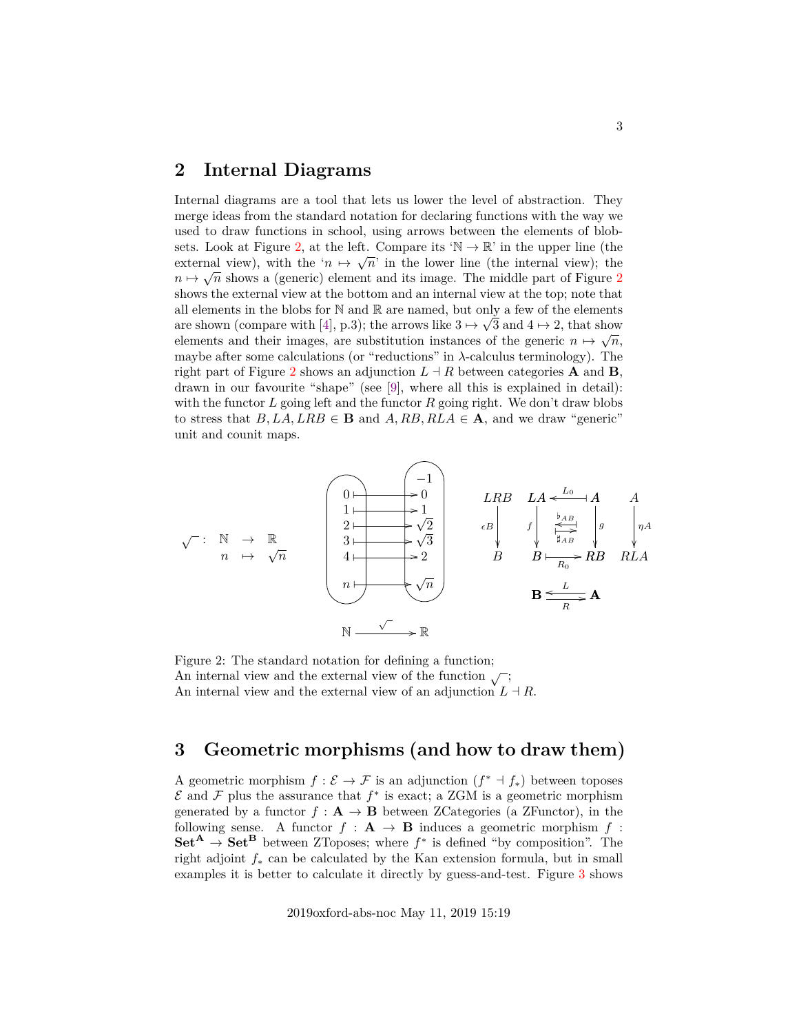## 2 Internal Diagrams

Internal diagrams are a tool that lets us lower the level of abstraction. They merge ideas from the standard notation for declaring functions with the way we used to draw functions in school, using arrows between the elements of blob-sets. Look at Figure 2, at the left. Compare its '$\mathbb{N} \to \mathbb{R}$' in the upper line (the external view), with the '$n \mapsto \sqrt{n}$' in the lower line (the internal view); the $n \mapsto \sqrt{n}$ shows a (generic) element and its image. The middle part of Figure 2 shows the external view at the bottom and an internal view at the top; note that all elements in the blobs for $\mathbb{N}$ and $\mathbb{R}$ are named, but only a few of the elements are shown (compare with [4], p.3); the arrows like $3 \mapsto \sqrt{3}$ and $4 \mapsto 2$, that show elements and their images, are substitution instances of the generic $n \mapsto \sqrt{n}$, maybe after some calculations (or "reductions" in $\lambda$-calculus terminology). The right part of Figure 2 shows an adjunction $L \dashv R$ between categories $\mathbf{A}$ and $\mathbf{B}$, drawn in our favourite "shape" (see [9], where all this is explained in detail): with the functor $L$ going left and the functor $R$ going right. We don't draw blobs to stress that $B, LA, LRB \in \mathbf{B}$ and $A, RB, RLA \in \mathbf{A}$, and we draw "generic" unit and counit maps.

Figure 2: The standard notation for defining a function;
An internal view and the external view of the function $\sqrt{\ }$;
An internal view and the external view of an adjunction $L \dashv R$.

## 3 Geometric morphisms (and how to draw them)

A geometric morphism $f : \mathcal{E} \to \mathcal{F}$ is an adjunction $(f^* \dashv f_*)$ between toposes $\mathcal{E}$ and $\mathcal{F}$ plus the assurance that $f^*$ is exact; a ZGM is a geometric morphism generated by a functor $f : \mathbf{A} \to \mathbf{B}$ between ZCategories (a ZFunctor), in the following sense. A functor $f : \mathbf{A} \to \mathbf{B}$ induces a geometric morphism $f : \mathbf{Set}^{\mathbf{A}} \to \mathbf{Set}^{\mathbf{B}}$ between ZToposes; where $f^*$ is defined "by composition". The right adjoint $f_*$ can be calculated by the Kan extension formula, but in small examples it is better to calculate it directly by guess-and-test. Figure 3 shows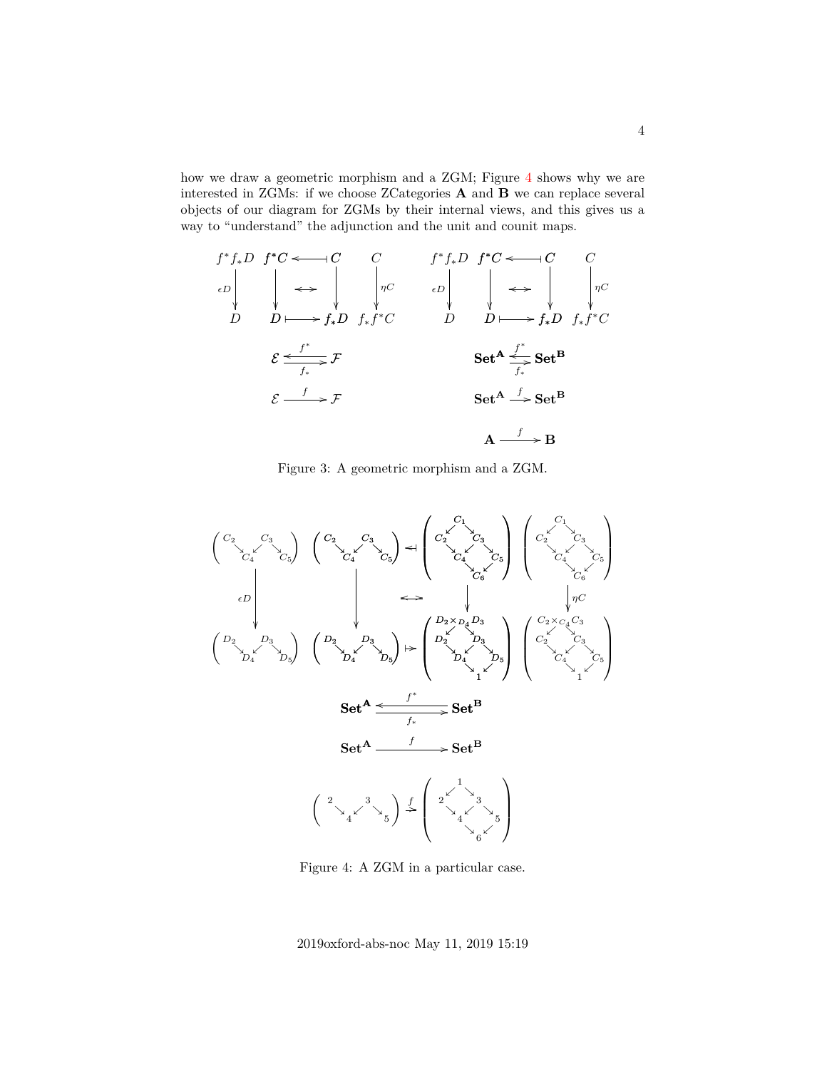how we draw a geometric morphism and a ZGM; Figure 4 shows why we are interested in ZGMs: if we choose ZCategories **A** and **B** we can replace several objects of our diagram for ZGMs by their internal views, and this gives us a way to "understand" the adjunction and the unit and counit maps.

Figure 3: A geometric morphism and a ZGM.

Figure 4: A ZGM in a particular case.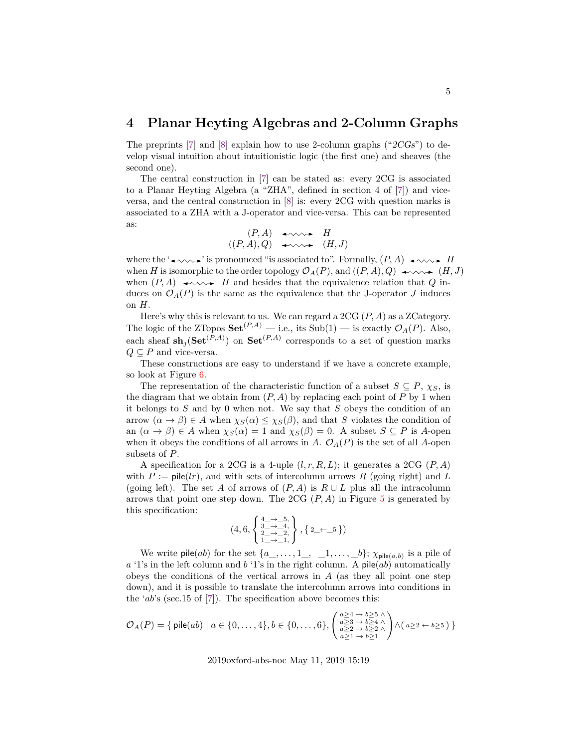# 4 Planar Heyting Algebras and 2-Column Graphs

The preprints [7] and [8] explain how to use 2-column graphs ("*2CGs*") to develop visual intuition about intuitionistic logic (the first one) and sheaves (the second one).

The central construction in [7] can be stated as: every 2CG is associated to a Planar Heyting Algebra (a "ZHA", defined in section 4 of [7]) and vice-versa, and the central construction in [8] is: every 2CG with question marks is associated to a ZHA with a J-operator and vice-versa. This can be represented as:

$$\begin{array}{rcl} (P,A) & \leftrightsquigarrow & H \\ ((P,A),Q) & \leftrightsquigarrow & (H,J) \end{array}$$

where the '$\leftrightsquigarrow$' is pronounced "is associated to". Formally, $(P,A) \leftrightsquigarrow H$ when $H$ is isomorphic to the order topology $\mathcal{O}_A(P)$, and $((P,A),Q) \leftrightsquigarrow (H,J)$ when $(P,A) \leftrightsquigarrow H$ and besides that the equivalence relation that $Q$ induces on $\mathcal{O}_A(P)$ is the same as the equivalence that the J-operator $J$ induces on $H$.

Here's why this is relevant to us. We can regard a 2CG $(P,A)$ as a ZCategory. The logic of the ZTopos $\mathbf{Set}^{(P,A)}$ — i.e., its $\mathrm{Sub}(1)$ — is exactly $\mathcal{O}_A(P)$. Also, each sheaf $\mathbf{sh}_j(\mathbf{Set}^{(P,A)})$ on $\mathbf{Set}^{(P,A)}$ corresponds to a set of question marks $Q \subseteq P$ and vice-versa.

These constructions are easy to understand if we have a concrete example, so look at Figure 6.

The representation of the characteristic function of a subset $S \subseteq P$, $\chi_S$, is the diagram that we obtain from $(P,A)$ by replacing each point of $P$ by 1 when it belongs to $S$ and by 0 when not. We say that $S$ obeys the condition of an arrow $(\alpha \to \beta) \in A$ when $\chi_S(\alpha) \le \chi_S(\beta)$, and that $S$ violates the condition of an $(\alpha \to \beta) \in A$ when $\chi_S(\alpha) = 1$ and $\chi_S(\beta) = 0$. A subset $S \subseteq P$ is $A$-open when it obeys the conditions of all arrows in $A$. $\mathcal{O}_A(P)$ is the set of all $A$-open subsets of $P$.

A specification for a 2CG is a 4-uple $(l, r, R, L)$; it generates a 2CG $(P,A)$ with $P := \mathsf{pile}(lr)$, and with sets of intercolumn arrows $R$ (going right) and $L$ (going left). The set $A$ of arrows of $(P,A)$ is $R \cup L$ plus all the intracolumn arrows that point one step down. The 2CG $(P,A)$ in Figure 5 is generated by this specification:

$$\left(4, 6, \left\{ \begin{smallmatrix} 4\_ \to \_5, \\ 3\_ \to \_4, \\ 2\_ \to \_2, \\ 1\_ \to \_1, \end{smallmatrix} \right\}, \{ \, {\scriptstyle 2\_ \leftarrow \_5} \, \} \right)$$

We write $\mathsf{pile}(ab)$ for the set $\{a\_, \ldots, 1\_, \ \_1, \ldots, \_b\}$; $\chi_{\mathsf{pile}(a,b)}$ is a pile of $a$ '1's in the left column and $b$ '1's in the right column. A $\mathsf{pile}(ab)$ automatically obeys the conditions of the vertical arrows in $A$ (as they all point one step down), and it is possible to translate the intercolumn arrows into conditions in the '$ab$'s (sec.15 of [7]). The specification above becomes this:

$$\mathcal{O}_A(P) = \left\{ \, \mathsf{pile}(ab) \mid a \in \{0,\ldots,4\}, b \in \{0,\ldots,6\}, \left( \begin{smallmatrix} a \ge 4 \to b \ge 5 \ \wedge \\ a \ge 3 \to b \ge 4 \ \wedge \\ a \ge 2 \to b \ge 2 \ \wedge \\ a \ge 1 \to b \ge 1 \end{smallmatrix} \right) \wedge \left( \, {\scriptstyle a \ge 2 \leftarrow b \ge 5} \, \right) \right\}$$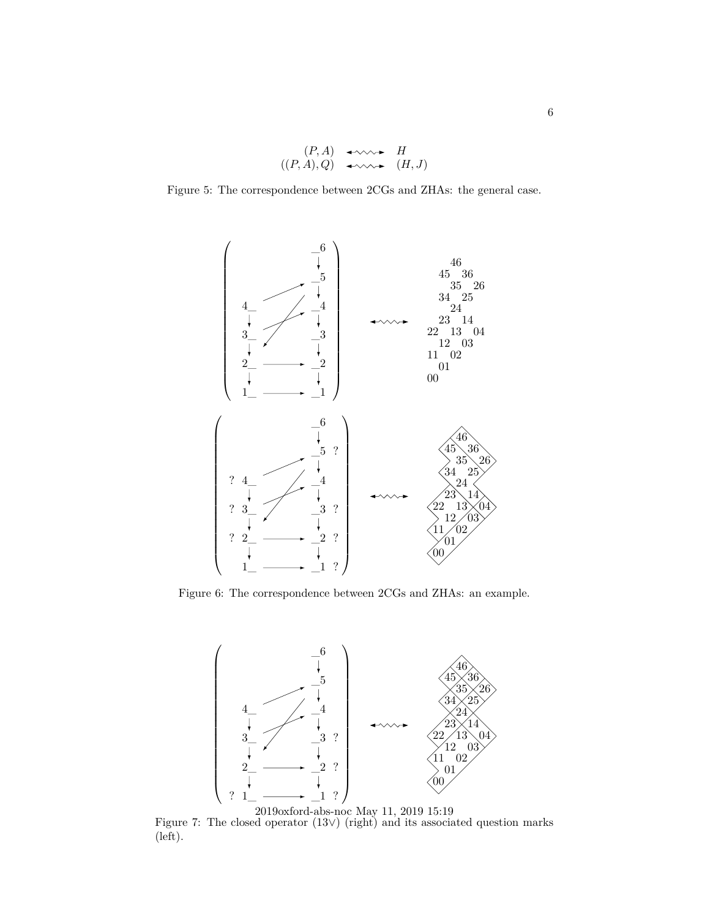$$
\begin{array}{ccc}
(P, A) & \leftrightsquigarrow & H \\
((P, A), Q) & \leftrightsquigarrow & (H, J)
\end{array}
$$

Figure 5: The correspondence between 2CGs and ZHAs: the general case.

Figure 6: The correspondence between 2CGs and ZHAs: an example.

Figure 7: The closed operator $(13\vee)$ (right) and its associated question marks (left).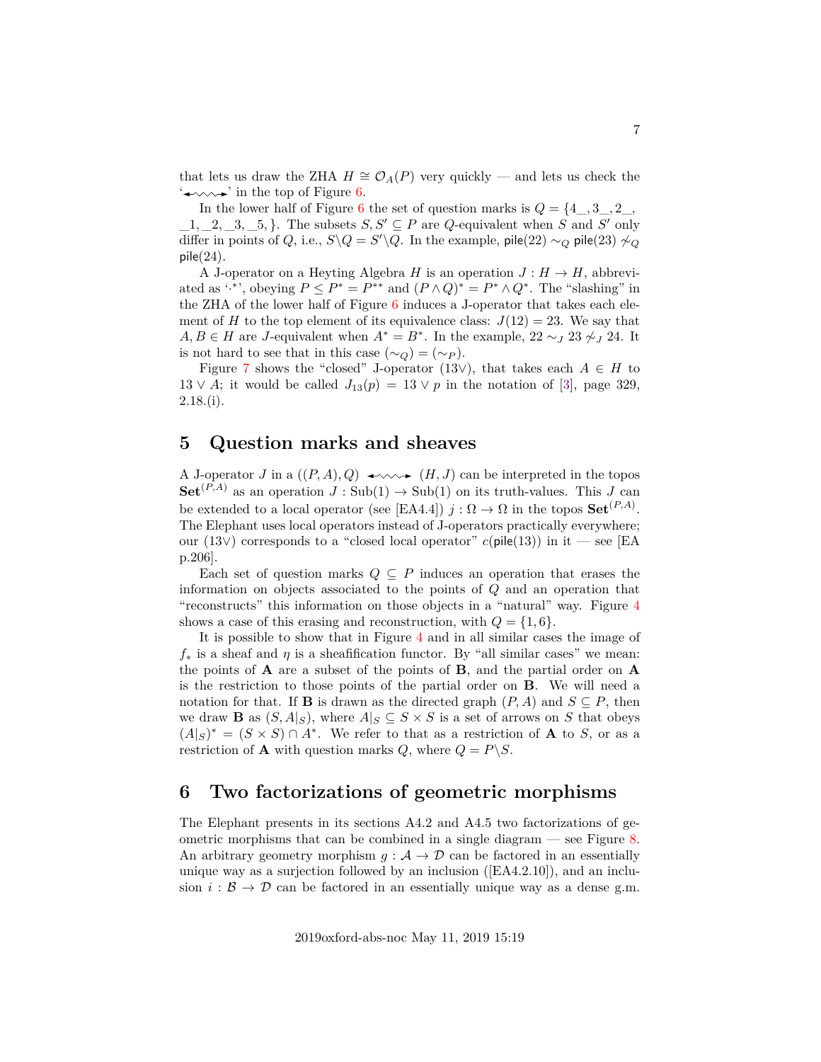that lets us draw the ZHA $H \cong \mathcal{O}_A(P)$ very quickly — and lets us check the '$\leftrightsquigarrow$' in the top of Figure 6.

In the lower half of Figure 6 the set of question marks is $Q = \{4\_, 3\_, 2\_, \_1, \_2, \_3, \_5, \}$. The subsets $S, S' \subseteq P$ are $Q$-equivalent when $S$ and $S'$ only differ in points of $Q$, i.e., $S \backslash Q = S' \backslash Q$. In the example, $\mathsf{pile}(22) \sim_Q \mathsf{pile}(23) \not\sim_Q \mathsf{pile}(24)$.

A J-operator on a Heyting Algebra $H$ is an operation $J : H \to H$, abbreviated as '$\cdot^*$', obeying $P \le P^* = P^{**}$ and $(P \wedge Q)^* = P^* \wedge Q^*$. The "slashing" in the ZHA of the lower half of Figure 6 induces a J-operator that takes each element of $H$ to the top element of its equivalence class: $J(12) = 23$. We say that $A, B \in H$ are $J$-equivalent when $A^* = B^*$. In the example, $22 \sim_J 23 \not\sim_J 24$. It is not hard to see that in this case $(\sim_Q) = (\sim_P)$.

Figure 7 shows the "closed" J-operator $(13\vee)$, that takes each $A \in H$ to $13 \vee A$; it would be called $J_{13}(p) = 13 \vee p$ in the notation of [3], page 329, 2.18.(i).

# 5 Question marks and sheaves

A J-operator $J$ in a $((P, A), Q) \leftrightsquigarrow (H, J)$ can be interpreted in the topos $\mathbf{Set}^{(P,A)}$ as an operation $J : \mathrm{Sub}(1) \to \mathrm{Sub}(1)$ on its truth-values. This $J$ can be extended to a local operator (see [EA4.4]) $j : \Omega \to \Omega$ in the topos $\mathbf{Set}^{(P,A)}$. The Elephant uses local operators instead of J-operators practically everywhere; our $(13\vee)$ corresponds to a "closed local operator" $c(\mathsf{pile}(13))$ in it — see [EA p.206].

Each set of question marks $Q \subseteq P$ induces an operation that erases the information on objects associated to the points of $Q$ and an operation that "reconstructs" this information on those objects in a "natural" way. Figure 4 shows a case of this erasing and reconstruction, with $Q = \{1, 6\}$.

It is possible to show that in Figure 4 and in all similar cases the image of $f_*$ is a sheaf and $\eta$ is a sheafification functor. By "all similar cases" we mean: the points of $\mathbf{A}$ are a subset of the points of $\mathbf{B}$, and the partial order on $\mathbf{A}$ is the restriction to those points of the partial order on $\mathbf{B}$. We will need a notation for that. If $\mathbf{B}$ is drawn as the directed graph $(P, A)$ and $S \subseteq P$, then we draw $\mathbf{B}$ as $(S, A|_S)$, where $A|_S \subseteq S \times S$ is a set of arrows on $S$ that obeys $(A|_S)^* = (S \times S) \cap A^*$. We refer to that as a restriction of $\mathbf{A}$ to $S$, or as a restriction of $\mathbf{A}$ with question marks $Q$, where $Q = P \backslash S$.

# 6 Two factorizations of geometric morphisms

The Elephant presents in its sections A4.2 and A4.5 two factorizations of geometric morphisms that can be combined in a single diagram — see Figure 8. An arbitrary geometry morphism $g : \mathcal{A} \to \mathcal{D}$ can be factored in an essentially unique way as a surjection followed by an inclusion ([EA4.2.10]), and an inclusion $i : \mathcal{B} \to \mathcal{D}$ can be factored in an essentially unique way as a dense g.m.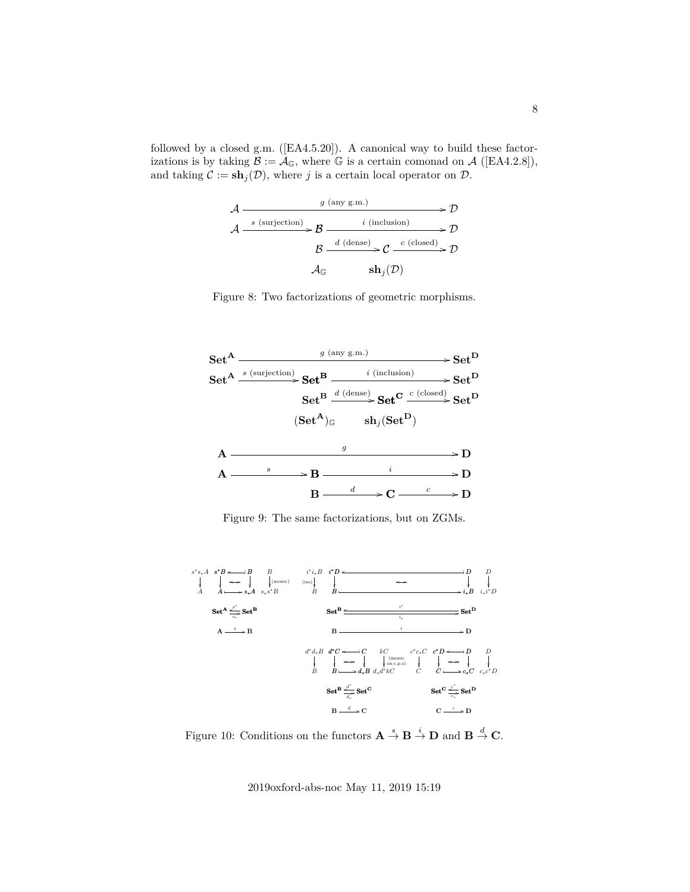followed by a closed g.m. ([EA4.5.20]). A canonical way to build these factorizations is by taking $\mathcal{B} := \mathcal{A}_{\mathbb{G}}$, where $\mathbb{G}$ is a certain comonad on $\mathcal{A}$ ([EA4.2.8]), and taking $\mathcal{C} := \mathbf{sh}_j(\mathcal{D})$, where $j$ is a certain local operator on $\mathcal{D}$.

$$
\begin{array}{ccccc}
\mathcal{A} & \xrightarrow{\quad g \text{ (any g.m.)} \quad} & & & \mathcal{D} \\
\mathcal{A} & \xrightarrow{s \text{ (surjection)}} & \mathcal{B} & \xrightarrow{\quad i \text{ (inclusion)} \quad} & \mathcal{D} \\
& & \mathcal{B} & \xrightarrow{d \text{ (dense)}} \mathcal{C} \xrightarrow{c \text{ (closed)}} & \mathcal{D} \\
& & \mathcal{A}_{\mathbb{G}} & \quad \mathbf{sh}_j(\mathcal{D}) &
\end{array}
$$

Figure 8: Two factorizations of geometric morphisms.

$$
\begin{array}{ccccc}
\mathbf{Set}^{\mathbf{A}} & \xrightarrow{\quad g \text{ (any g.m.)} \quad} & & & \mathbf{Set}^{\mathbf{D}} \\
\mathbf{Set}^{\mathbf{A}} & \xrightarrow{s \text{ (surjection)}} & \mathbf{Set}^{\mathbf{B}} & \xrightarrow{\quad i \text{ (inclusion)} \quad} & \mathbf{Set}^{\mathbf{D}} \\
& & \mathbf{Set}^{\mathbf{B}} & \xrightarrow{d \text{ (dense)}} \mathbf{Set}^{\mathbf{C}} \xrightarrow{c \text{ (closed)}} & \mathbf{Set}^{\mathbf{D}} \\
& & (\mathbf{Set}^{\mathbf{A}})_{\mathbb{G}} & \quad \mathbf{sh}_j(\mathbf{Set}^{\mathbf{D}}) &
\end{array}
$$

$$
\begin{array}{ccccc}
\mathbf{A} & \xrightarrow{\qquad g \qquad} & & & \mathbf{D} \\
\mathbf{A} & \xrightarrow{\quad s \quad} & \mathbf{B} & \xrightarrow{\qquad i \qquad} & \mathbf{D} \\
& & \mathbf{B} & \xrightarrow{d} \mathbf{C} \xrightarrow{c} & \mathbf{D}
\end{array}
$$

Figure 9: The same factorizations, but on ZGMs.

$$
\begin{array}{cccc}
s^*s_*A \to A & s^*B \leftarrow B,\ A \mapsto s_*A & B \xrightarrow{\text{(monic)}} s_*s^*B & \\
\mathbf{Set}^{\mathbf{A}} \underset{s_*}{\overset{s^*}{\leftrightarrows}} \mathbf{Set}^{\mathbf{B}} & & \mathbf{A} \xrightarrow{s} \mathbf{B} &
\end{array}
$$

$$
\begin{array}{cccc}
i^*i_*B \xrightarrow{\text{(iso)}} B & i^*D \leftarrow D,\ B \mapsto i_*B & D \to i_*i^*D & \\
\mathbf{Set}^{\mathbf{B}} \underset{i_*}{\overset{i^*}{\leftrightarrows}} \mathbf{Set}^{\mathbf{D}} & & \mathbf{B} \xrightarrow{i} \mathbf{D} &
\end{array}
$$

$$
\begin{array}{cccc}
d^*d_*B \to B & d^*C \leftarrow C,\ B \mapsto d_*B & kC \xrightarrow{\text{(monic on c.p.s)}} d_*d^*kC & \\
\mathbf{Set}^{\mathbf{B}} \underset{d_*}{\overset{d^*}{\leftrightarrows}} \mathbf{Set}^{\mathbf{C}} & & \mathbf{B} \xrightarrow{d} \mathbf{C} &
\end{array}
$$

$$
\begin{array}{cccc}
c^*c_*C \to C & c^*D \leftarrow D,\ C \mapsto c_*C & D \to c_*c^*D & \\
\mathbf{Set}^{\mathbf{C}} \underset{c_*}{\overset{c^*}{\leftrightarrows}} \mathbf{Set}^{\mathbf{D}} & & \mathbf{C} \xrightarrow{c} \mathbf{D} &
\end{array}
$$

Figure 10: Conditions on the functors $\mathbf{A} \stackrel{s}{\to} \mathbf{B} \stackrel{i}{\to} \mathbf{D}$ and $\mathbf{B} \stackrel{d}{\to} \mathbf{C}$.

2019oxford-abs-noc May 11, 2019 15:19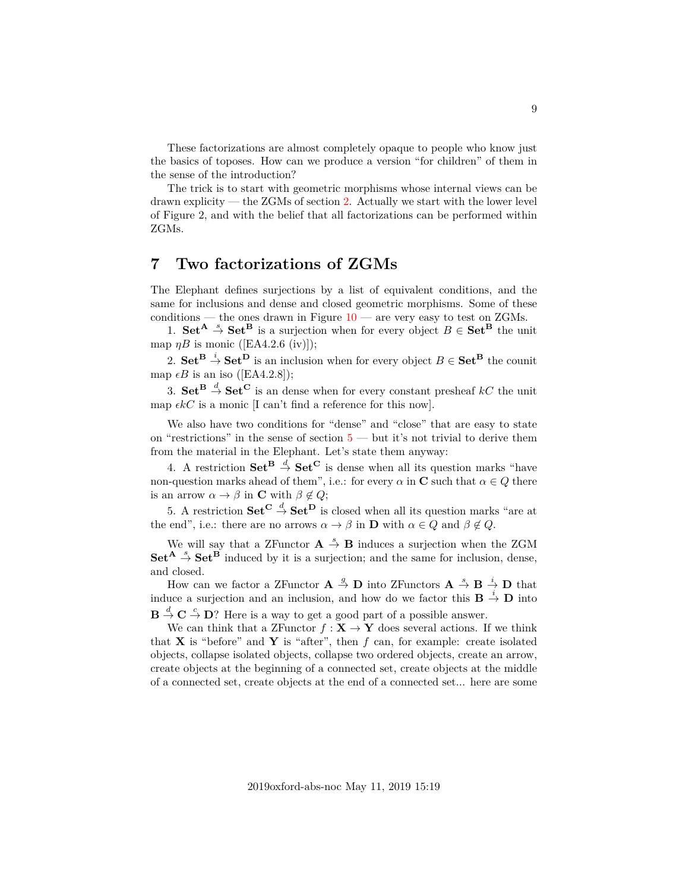These factorizations are almost completely opaque to people who know just the basics of toposes. How can we produce a version "for children" of them in the sense of the introduction?

The trick is to start with geometric morphisms whose internal views can be drawn explicity — the ZGMs of section 2. Actually we start with the lower level of Figure 2, and with the belief that all factorizations can be performed within ZGMs.

## 7 Two factorizations of ZGMs

The Elephant defines surjections by a list of equivalent conditions, and the same for inclusions and dense and closed geometric morphisms. Some of these conditions — the ones drawn in Figure 10 — are very easy to test on ZGMs.

1. $\mathbf{Set}^{\mathbf{A}} \overset{s}{\to} \mathbf{Set}^{\mathbf{B}}$ is a surjection when for every object $B \in \mathbf{Set}^{\mathbf{B}}$ the unit map $\eta B$ is monic ([EA4.2.6 (iv)]);

2. $\mathbf{Set}^{\mathbf{B}} \overset{i}{\to} \mathbf{Set}^{\mathbf{D}}$ is an inclusion when for every object $B \in \mathbf{Set}^{\mathbf{B}}$ the counit map $\epsilon B$ is an iso ([EA4.2.8]);

3. $\mathbf{Set}^{\mathbf{B}} \overset{d}{\to} \mathbf{Set}^{\mathbf{C}}$ is an dense when for every constant presheaf $kC$ the unit map $\epsilon kC$ is a monic [I can't find a reference for this now].

We also have two conditions for "dense" and "close" that are easy to state on "restrictions" in the sense of section 5 — but it's not trivial to derive them from the material in the Elephant. Let's state them anyway:

4. A restriction $\mathbf{Set}^{\mathbf{B}} \overset{d}{\to} \mathbf{Set}^{\mathbf{C}}$ is dense when all its question marks "have non-question marks ahead of them", i.e.: for every $\alpha$ in $\mathbf{C}$ such that $\alpha \in Q$ there is an arrow $\alpha \to \beta$ in $\mathbf{C}$ with $\beta \notin Q$;

5. A restriction $\mathbf{Set}^{\mathbf{C}} \overset{d}{\to} \mathbf{Set}^{\mathbf{D}}$ is closed when all its question marks "are at the end", i.e.: there are no arrows $\alpha \to \beta$ in $\mathbf{D}$ with $\alpha \in Q$ and $\beta \notin Q$.

We will say that a ZFunctor $\mathbf{A} \overset{s}{\to} \mathbf{B}$ induces a surjection when the ZGM $\mathbf{Set}^{\mathbf{A}} \overset{s}{\to} \mathbf{Set}^{\mathbf{B}}$ induced by it is a surjection; and the same for inclusion, dense, and closed.

How can we factor a ZFunctor $\mathbf{A} \overset{g}{\to} \mathbf{D}$ into ZFunctors $\mathbf{A} \overset{s}{\to} \mathbf{B} \overset{i}{\to} \mathbf{D}$ that induce a surjection and an inclusion, and how do we factor this $\mathbf{B} \overset{i}{\to} \mathbf{D}$ into $\mathbf{B} \overset{d}{\to} \mathbf{C} \overset{c}{\to} \mathbf{D}$? Here is a way to get a good part of a possible answer.

We can think that a ZFunctor $f : \mathbf{X} \to \mathbf{Y}$ does several actions. If we think that $\mathbf{X}$ is "before" and $\mathbf{Y}$ is "after", then $f$ can, for example: create isolated objects, collapse isolated objects, collapse two ordered objects, create an arrow, create objects at the beginning of a connected set, create objects at the middle of a connected set, create objects at the end of a connected set... here are some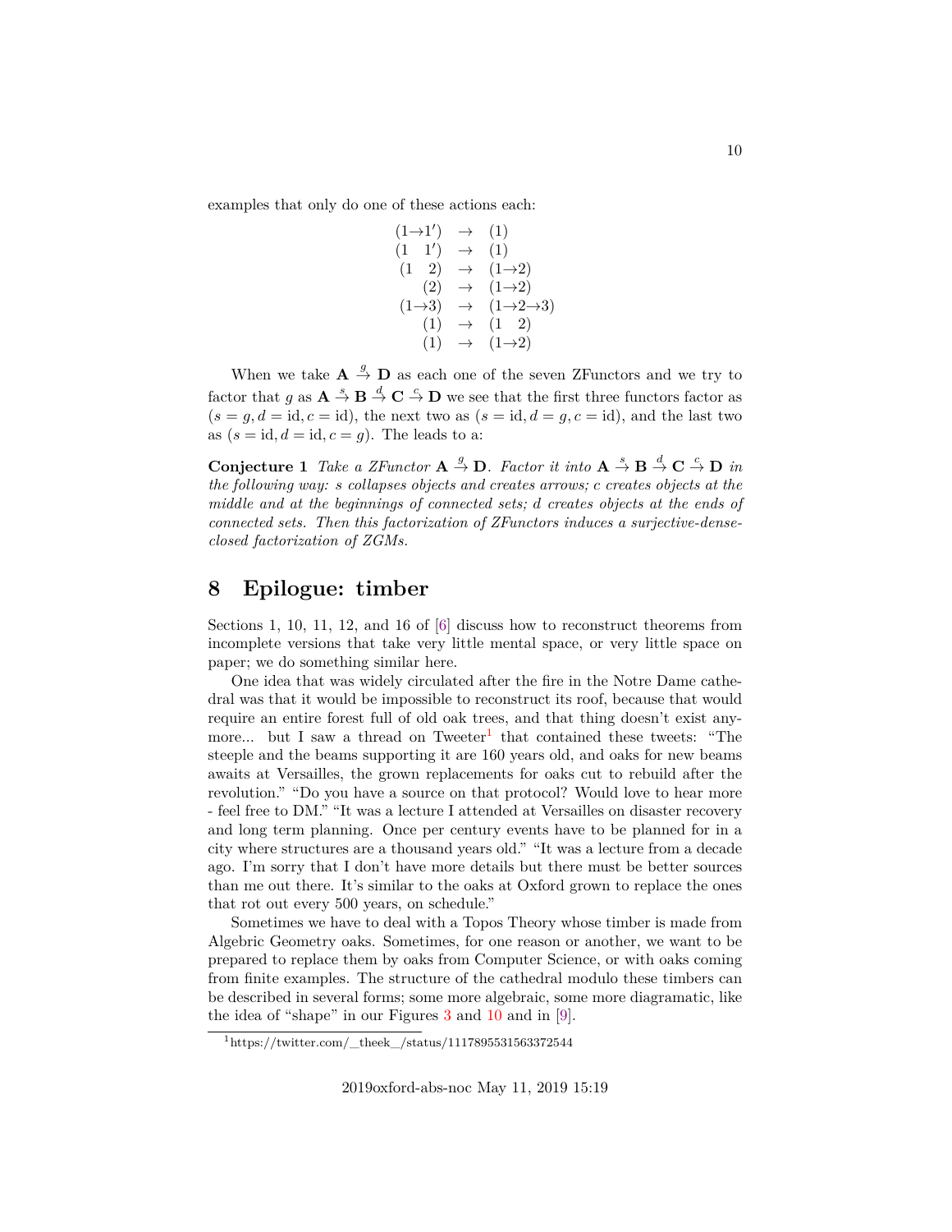examples that only do one of these actions each:

$$
\begin{array}{rcl}
(1{\to}1') & \to & (1) \\
(1 \quad 1') & \to & (1) \\
(1 \quad 2) & \to & (1{\to}2) \\
(2) & \to & (1{\to}2) \\
(1{\to}3) & \to & (1{\to}2{\to}3) \\
(1) & \to & (1 \quad 2) \\
(1) & \to & (1{\to}2)
\end{array}
$$

When we take $\mathbf{A} \stackrel{g}{\to} \mathbf{D}$ as each one of the seven ZFunctors and we try to factor that $g$ as $\mathbf{A} \stackrel{s}{\to} \mathbf{B} \stackrel{d}{\to} \mathbf{C} \stackrel{c}{\to} \mathbf{D}$ we see that the first three functors factor as $(s = g, d = \mathrm{id}, c = \mathrm{id})$, the next two as $(s = \mathrm{id}, d = g, c = \mathrm{id})$, and the last two as $(s = \mathrm{id}, d = \mathrm{id}, c = g)$. The leads to a:

**Conjecture 1** *Take a ZFunctor* $\mathbf{A} \stackrel{g}{\to} \mathbf{D}$*. Factor it into* $\mathbf{A} \stackrel{s}{\to} \mathbf{B} \stackrel{d}{\to} \mathbf{C} \stackrel{c}{\to} \mathbf{D}$ *in the following way:* $s$ *collapses objects and creates arrows;* $c$ *creates objects at the middle and at the beginnings of connected sets;* $d$ *creates objects at the ends of connected sets. Then this factorization of ZFunctors induces a surjective-dense-closed factorization of ZGMs.*

## 8 Epilogue: timber

Sections 1, 10, 11, 12, and 16 of [6] discuss how to reconstruct theorems from incomplete versions that take very little mental space, or very little space on paper; we do something similar here.

One idea that was widely circulated after the fire in the Notre Dame cathedral was that it would be impossible to reconstruct its roof, because that would require an entire forest full of old oak trees, and that thing doesn't exist anymore... but I saw a thread on Tweeter[1] that contained these tweets: "The steeple and the beams supporting it are 160 years old, and oaks for new beams awaits at Versailles, the grown replacements for oaks cut to rebuild after the revolution." "Do you have a source on that protocol? Would love to hear more - feel free to DM." "It was a lecture I attended at Versailles on disaster recovery and long term planning. Once per century events have to be planned for in a city where structures are a thousand years old." "It was a lecture from a decade ago. I'm sorry that I don't have more details but there must be better sources than me out there. It's similar to the oaks at Oxford grown to replace the ones that rot out every 500 years, on schedule."

Sometimes we have to deal with a Topos Theory whose timber is made from Algebric Geometry oaks. Sometimes, for one reason or another, we want to be prepared to replace them by oaks from Computer Science, or with oaks coming from finite examples. The structure of the cathedral modulo these timbers can be described in several forms; some more algebraic, some more diagramatic, like the idea of "shape" in our Figures 3 and 10 and in [9].

[1] https://twitter.com/__theek__/status/1117895531563372544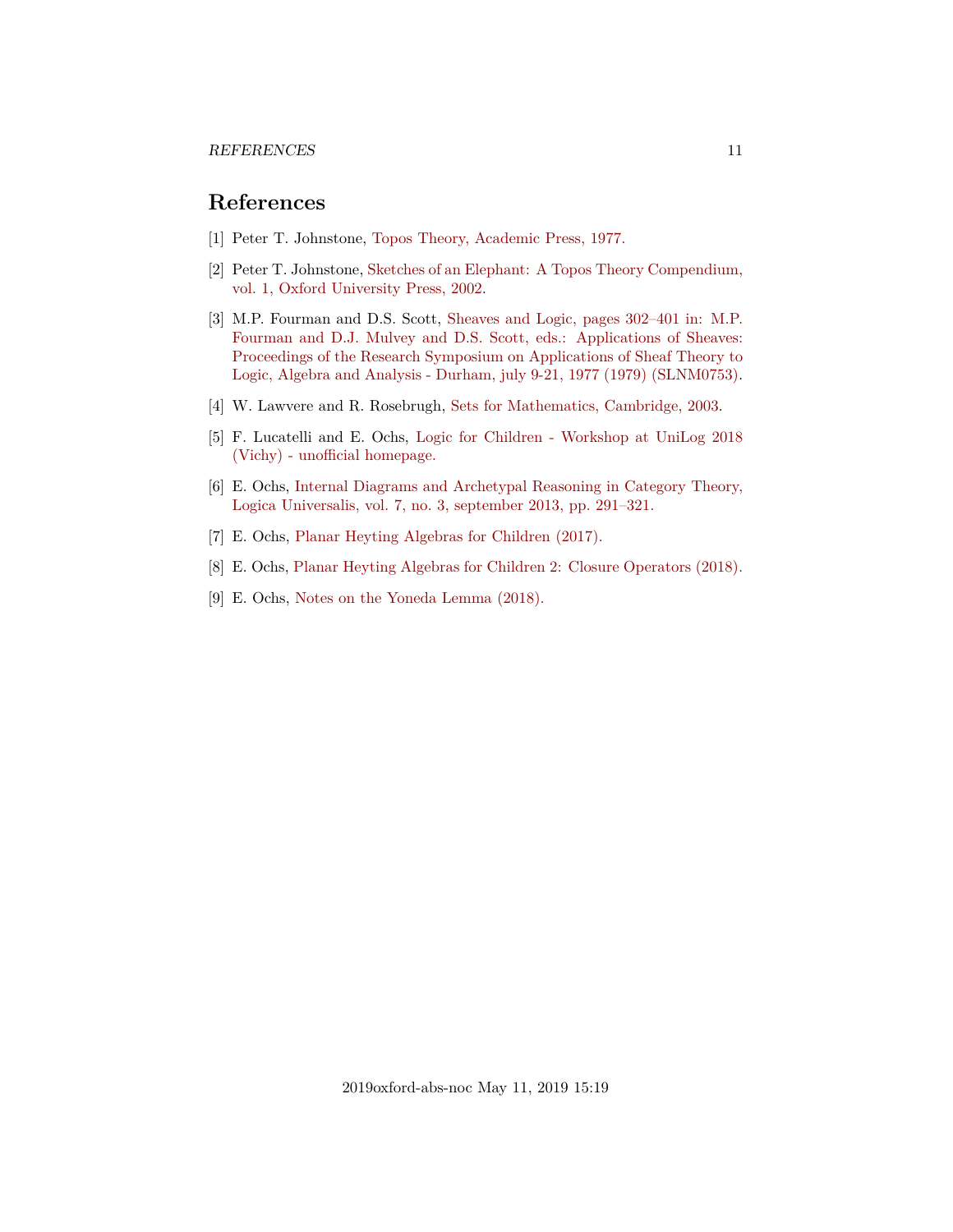# References

[1] Peter T. Johnstone, Topos Theory, Academic Press, 1977.

[2] Peter T. Johnstone, Sketches of an Elephant: A Topos Theory Compendium, vol. 1, Oxford University Press, 2002.

[3] M.P. Fourman and D.S. Scott, Sheaves and Logic, pages 302–401 in: M.P. Fourman and D.J. Mulvey and D.S. Scott, eds.: Applications of Sheaves: Proceedings of the Research Symposium on Applications of Sheaf Theory to Logic, Algebra and Analysis - Durham, july 9-21, 1977 (1979) (SLNM0753).

[4] W. Lawvere and R. Rosebrugh, Sets for Mathematics, Cambridge, 2003.

[5] F. Lucatelli and E. Ochs, Logic for Children - Workshop at UniLog 2018 (Vichy) - unofficial homepage.

[6] E. Ochs, Internal Diagrams and Archetypal Reasoning in Category Theory, Logica Universalis, vol. 7, no. 3, september 2013, pp. 291–321.

[7] E. Ochs, Planar Heyting Algebras for Children (2017).

[8] E. Ochs, Planar Heyting Algebras for Children 2: Closure Operators (2018).

[9] E. Ochs, Notes on the Yoneda Lemma (2018).